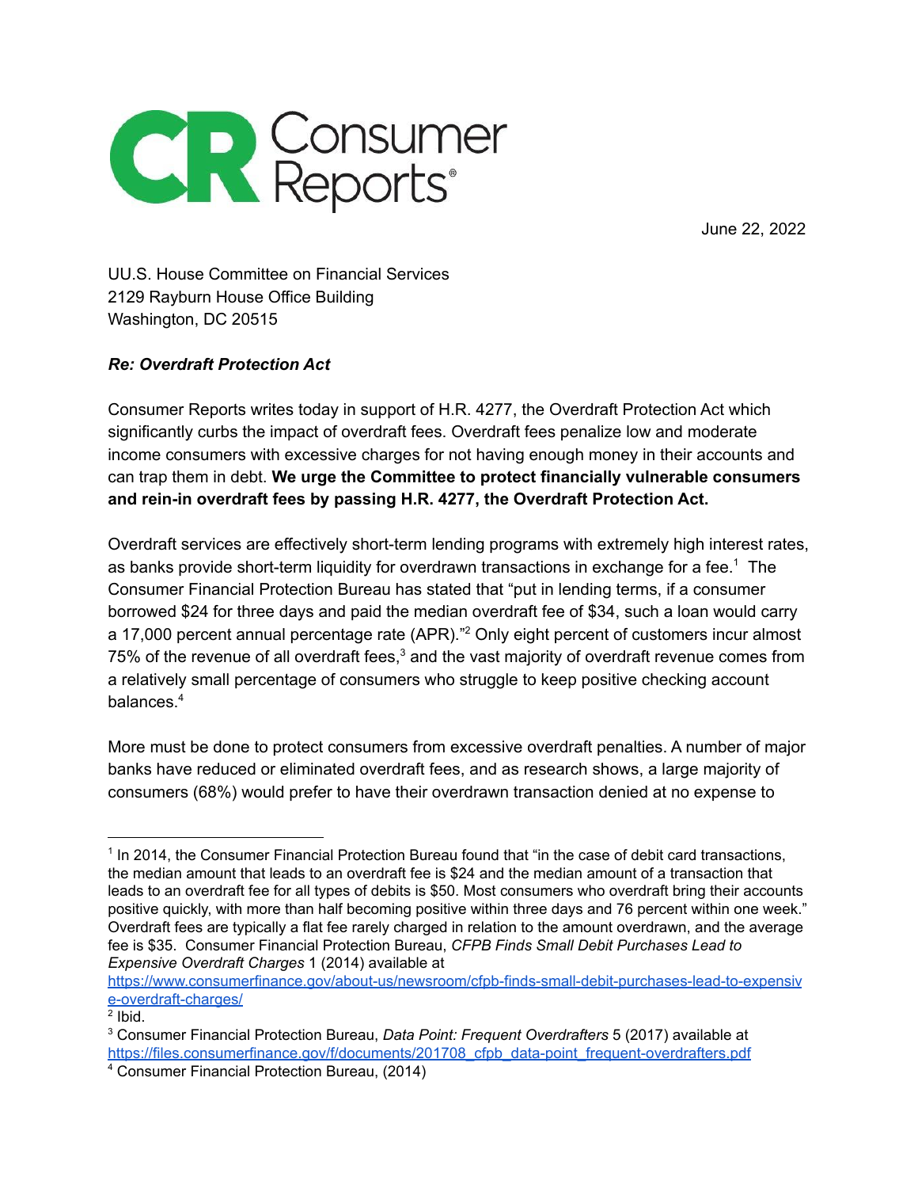Consumer Reports

June 22, 2022

UU.S. House Committee on Financial Services
2129 Rayburn House Office Building
Washington, DC 20515

***Re: Overdraft Protection Act***

Consumer Reports writes today in support of H.R. 4277, the Overdraft Protection Act which significantly curbs the impact of overdraft fees. Overdraft fees penalize low and moderate income consumers with excessive charges for not having enough money in their accounts and can trap them in debt. **We urge the Committee to protect financially vulnerable consumers and rein-in overdraft fees by passing H.R. 4277, the Overdraft Protection Act.**

Overdraft services are effectively short-term lending programs with extremely high interest rates, as banks provide short-term liquidity for overdrawn transactions in exchange for a fee.[1] The Consumer Financial Protection Bureau has stated that "put in lending terms, if a consumer borrowed $24 for three days and paid the median overdraft fee of $34, such a loan would carry a 17,000 percent annual percentage rate (APR)."[2] Only eight percent of customers incur almost 75% of the revenue of all overdraft fees,[3] and the vast majority of overdraft revenue comes from a relatively small percentage of consumers who struggle to keep positive checking account balances.[4]

More must be done to protect consumers from excessive overdraft penalties. A number of major banks have reduced or eliminated overdraft fees, and as research shows, a large majority of consumers (68%) would prefer to have their overdrawn transaction denied at no expense to

---

[1] In 2014, the Consumer Financial Protection Bureau found that "in the case of debit card transactions, the median amount that leads to an overdraft fee is $24 and the median amount of a transaction that leads to an overdraft fee for all types of debits is $50. Most consumers who overdraft bring their accounts positive quickly, with more than half becoming positive within three days and 76 percent within one week." Overdraft fees are typically a flat fee rarely charged in relation to the amount overdrawn, and the average fee is $35. Consumer Financial Protection Bureau, *CFPB Finds Small Debit Purchases Lead to Expensive Overdraft Charges* 1 (2014) available at https://www.consumerfinance.gov/about-us/newsroom/cfpb-finds-small-debit-purchases-lead-to-expensive-overdraft-charges/

[2] Ibid.

[3] Consumer Financial Protection Bureau, *Data Point: Frequent Overdrafters* 5 (2017) available at https://files.consumerfinance.gov/f/documents/201708_cfpb_data-point_frequent-overdrafters.pdf

[4] Consumer Financial Protection Bureau, (2014)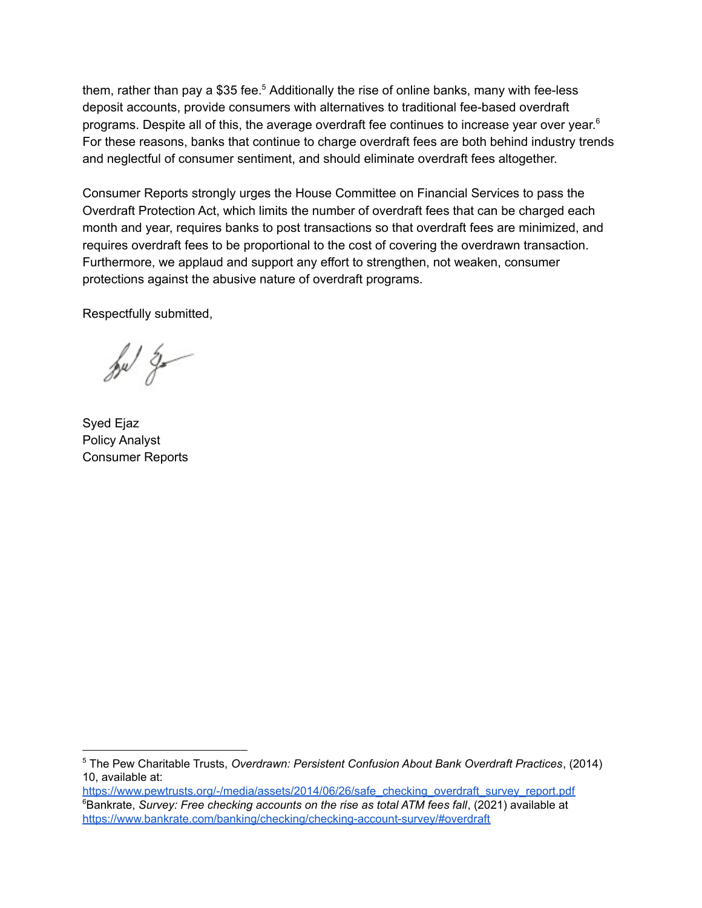them, rather than pay a $35 fee.[5] Additionally the rise of online banks, many with fee-less deposit accounts, provide consumers with alternatives to traditional fee-based overdraft programs. Despite all of this, the average overdraft fee continues to increase year over year.[6] For these reasons, banks that continue to charge overdraft fees are both behind industry trends and neglectful of consumer sentiment, and should eliminate overdraft fees altogether.

Consumer Reports strongly urges the House Committee on Financial Services to pass the Overdraft Protection Act, which limits the number of overdraft fees that can be charged each month and year, requires banks to post transactions so that overdraft fees are minimized, and requires overdraft fees to be proportional to the cost of covering the overdrawn transaction. Furthermore, we applaud and support any effort to strengthen, not weaken, consumer protections against the abusive nature of overdraft programs.

Respectfully submitted,

Syed Ejaz
Policy Analyst
Consumer Reports

---

[5] The Pew Charitable Trusts, *Overdrawn: Persistent Confusion About Bank Overdraft Practices*, (2014) 10, available at: https://www.pewtrusts.org/-/media/assets/2014/06/26/safe_checking_overdraft_survey_report.pdf

[6] Bankrate, *Survey: Free checking accounts on the rise as total ATM fees fall*, (2021) available at https://www.bankrate.com/banking/checking/checking-account-survey/#overdraft